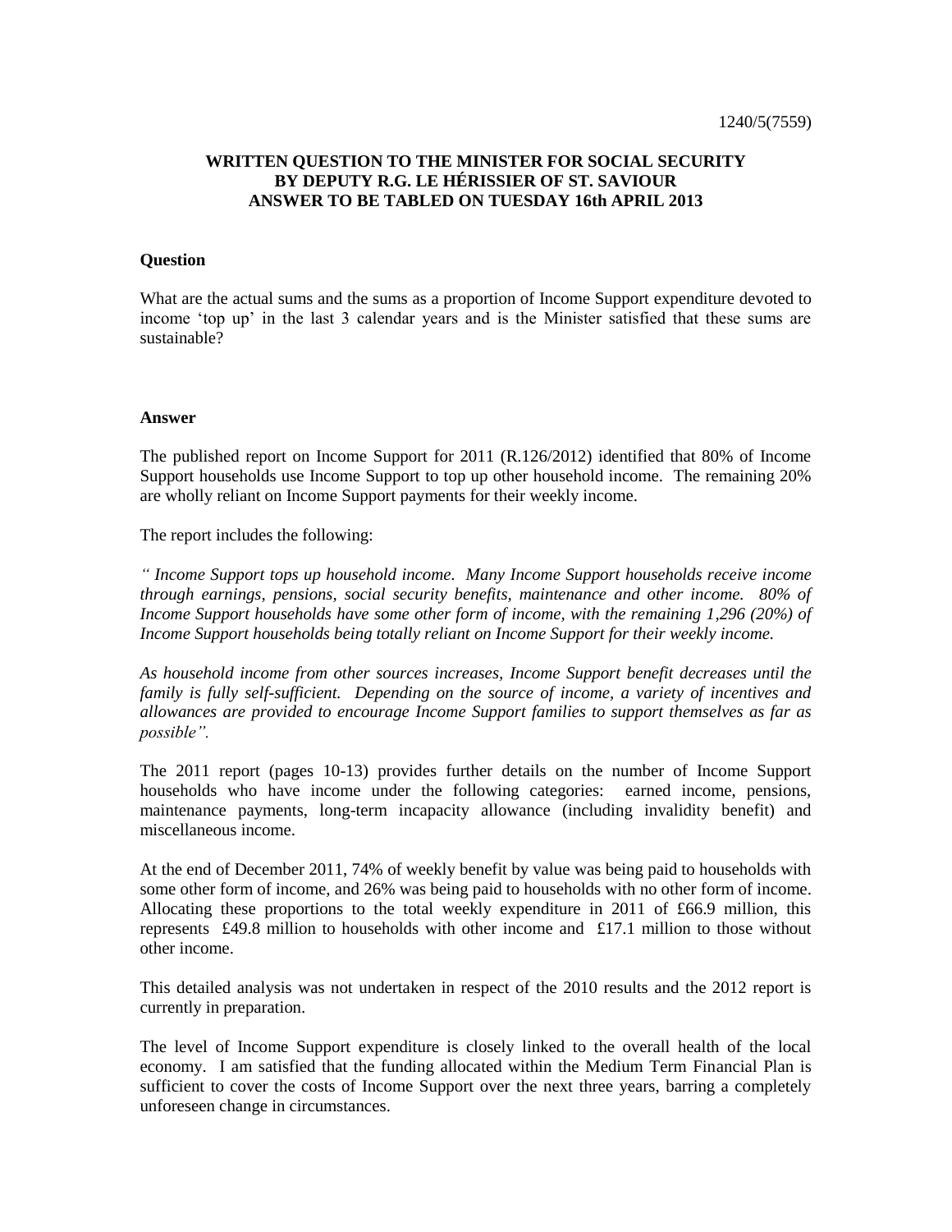1240/5(7559)

**WRITTEN QUESTION TO THE MINISTER FOR SOCIAL SECURITY BY DEPUTY R.G. LE HÉRISSIER OF ST. SAVIOUR ANSWER TO BE TABLED ON TUESDAY 16th APRIL 2013**

**Question**

What are the actual sums and the sums as a proportion of Income Support expenditure devoted to income 'top up' in the last 3 calendar years and is the Minister satisfied that these sums are sustainable?

**Answer**

The published report on Income Support for 2011 (R.126/2012) identified that 80% of Income Support households use Income Support to top up other household income. The remaining 20% are wholly reliant on Income Support payments for their weekly income.

The report includes the following:

*" Income Support tops up household income. Many Income Support households receive income through earnings, pensions, social security benefits, maintenance and other income. 80% of Income Support households have some other form of income, with the remaining 1,296 (20%) of Income Support households being totally reliant on Income Support for their weekly income.*

*As household income from other sources increases, Income Support benefit decreases until the family is fully self-sufficient. Depending on the source of income, a variety of incentives and allowances are provided to encourage Income Support families to support themselves as far as possible".*

The 2011 report (pages 10-13) provides further details on the number of Income Support households who have income under the following categories: earned income, pensions, maintenance payments, long-term incapacity allowance (including invalidity benefit) and miscellaneous income.

At the end of December 2011, 74% of weekly benefit by value was being paid to households with some other form of income, and 26% was being paid to households with no other form of income. Allocating these proportions to the total weekly expenditure in 2011 of £66.9 million, this represents £49.8 million to households with other income and £17.1 million to those without other income.

This detailed analysis was not undertaken in respect of the 2010 results and the 2012 report is currently in preparation.

The level of Income Support expenditure is closely linked to the overall health of the local economy. I am satisfied that the funding allocated within the Medium Term Financial Plan is sufficient to cover the costs of Income Support over the next three years, barring a completely unforeseen change in circumstances.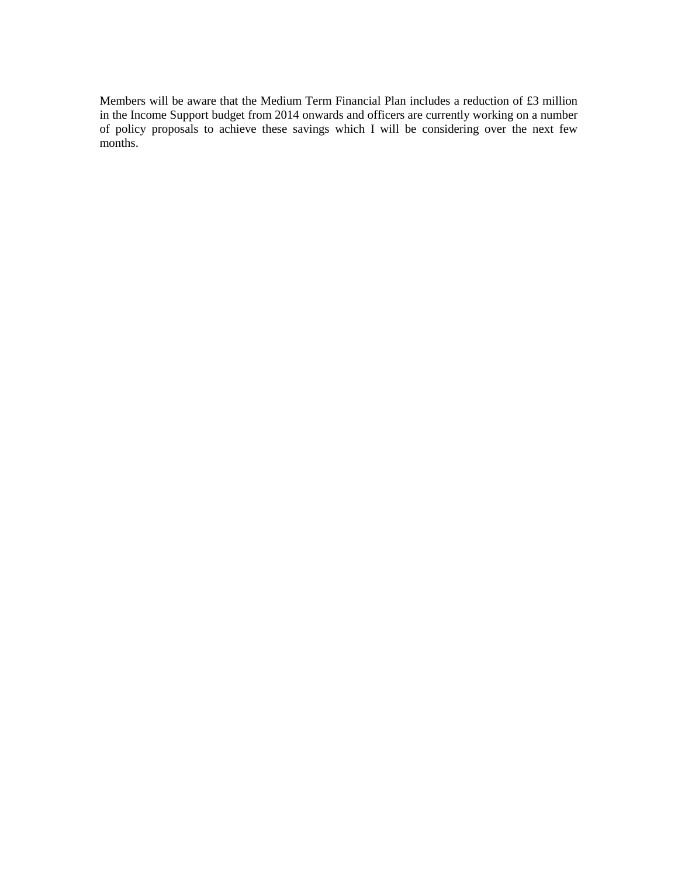Members will be aware that the Medium Term Financial Plan includes a reduction of £3 million in the Income Support budget from 2014 onwards and officers are currently working on a number of policy proposals to achieve these savings which I will be considering over the next few months.